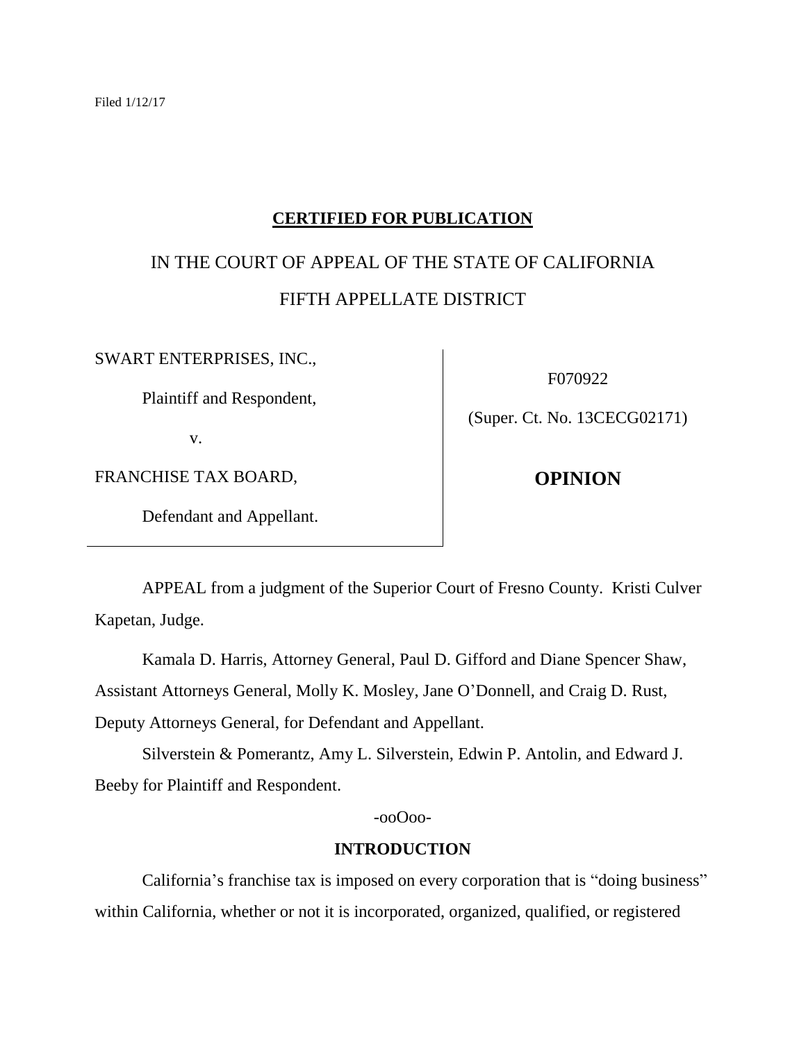Filed 1/12/17

**CERTIFIED FOR PUBLICATION**

IN THE COURT OF APPEAL OF THE STATE OF CALIFORNIA

FIFTH APPELLATE DISTRICT

| | |
|---|---|
| SWART ENTERPRISES, INC.,<br><br>Plaintiff and Respondent,<br><br>v.<br><br>FRANCHISE TAX BOARD,<br><br>Defendant and Appellant. | F070922<br><br>(Super. Ct. No. 13CECG02171)<br><br>**OPINION** |

APPEAL from a judgment of the Superior Court of Fresno County. Kristi Culver Kapetan, Judge.

Kamala D. Harris, Attorney General, Paul D. Gifford and Diane Spencer Shaw, Assistant Attorneys General, Molly K. Mosley, Jane O'Donnell, and Craig D. Rust, Deputy Attorneys General, for Defendant and Appellant.

Silverstein & Pomerantz, Amy L. Silverstein, Edwin P. Antolin, and Edward J. Beeby for Plaintiff and Respondent.

-ooOoo-

## INTRODUCTION

California's franchise tax is imposed on every corporation that is "doing business" within California, whether or not it is incorporated, organized, qualified, or registered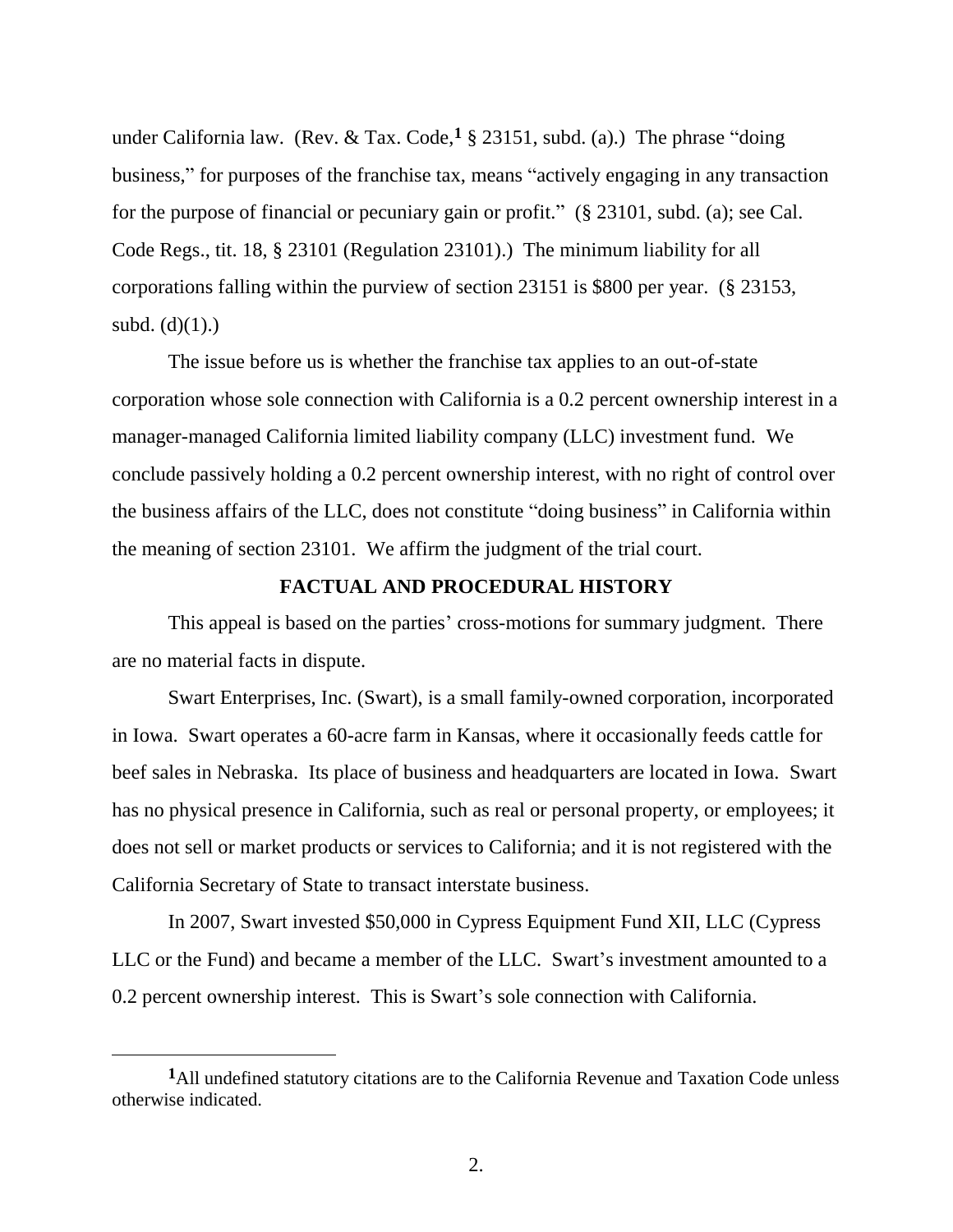under California law. (Rev. & Tax. Code,[1] § 23151, subd. (a).) The phrase "doing business," for purposes of the franchise tax, means "actively engaging in any transaction for the purpose of financial or pecuniary gain or profit." (§ 23101, subd. (a); see Cal. Code Regs., tit. 18, § 23101 (Regulation 23101).) The minimum liability for all corporations falling within the purview of section 23151 is $800 per year. (§ 23153, subd. (d)(1).)

The issue before us is whether the franchise tax applies to an out-of-state corporation whose sole connection with California is a 0.2 percent ownership interest in a manager-managed California limited liability company (LLC) investment fund. We conclude passively holding a 0.2 percent ownership interest, with no right of control over the business affairs of the LLC, does not constitute "doing business" in California within the meaning of section 23101. We affirm the judgment of the trial court.

## FACTUAL AND PROCEDURAL HISTORY

This appeal is based on the parties' cross-motions for summary judgment. There are no material facts in dispute.

Swart Enterprises, Inc. (Swart), is a small family-owned corporation, incorporated in Iowa. Swart operates a 60-acre farm in Kansas, where it occasionally feeds cattle for beef sales in Nebraska. Its place of business and headquarters are located in Iowa. Swart has no physical presence in California, such as real or personal property, or employees; it does not sell or market products or services to California; and it is not registered with the California Secretary of State to transact interstate business.

In 2007, Swart invested $50,000 in Cypress Equipment Fund XII, LLC (Cypress LLC or the Fund) and became a member of the LLC. Swart's investment amounted to a 0.2 percent ownership interest. This is Swart's sole connection with California.

---

[1] All undefined statutory citations are to the California Revenue and Taxation Code unless otherwise indicated.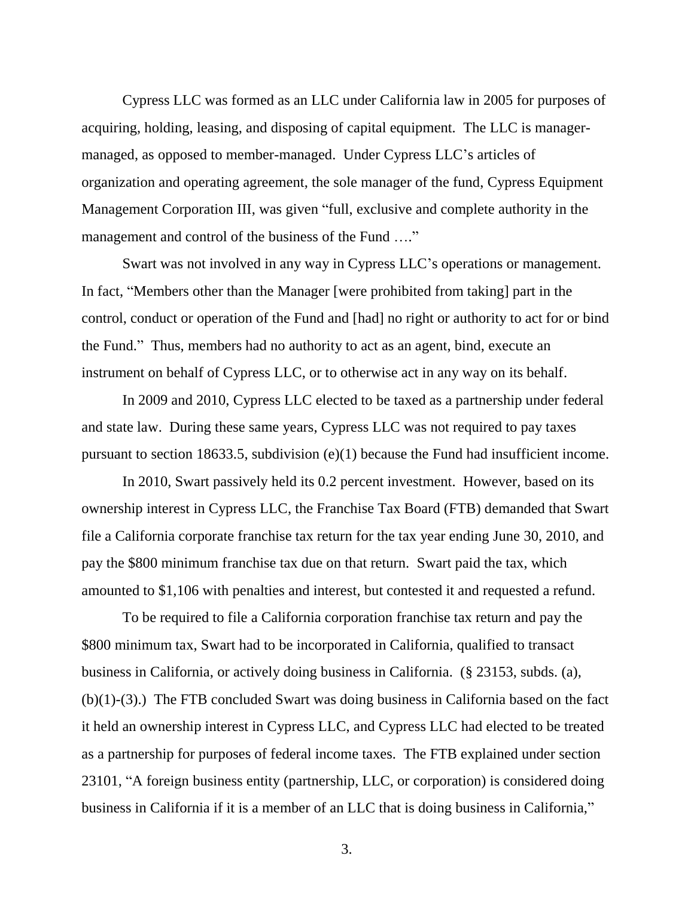Cypress LLC was formed as an LLC under California law in 2005 for purposes of acquiring, holding, leasing, and disposing of capital equipment. The LLC is manager-managed, as opposed to member-managed. Under Cypress LLC's articles of organization and operating agreement, the sole manager of the fund, Cypress Equipment Management Corporation III, was given "full, exclusive and complete authority in the management and control of the business of the Fund …."

Swart was not involved in any way in Cypress LLC's operations or management. In fact, "Members other than the Manager [were prohibited from taking] part in the control, conduct or operation of the Fund and [had] no right or authority to act for or bind the Fund." Thus, members had no authority to act as an agent, bind, execute an instrument on behalf of Cypress LLC, or to otherwise act in any way on its behalf.

In 2009 and 2010, Cypress LLC elected to be taxed as a partnership under federal and state law. During these same years, Cypress LLC was not required to pay taxes pursuant to section 18633.5, subdivision (e)(1) because the Fund had insufficient income.

In 2010, Swart passively held its 0.2 percent investment. However, based on its ownership interest in Cypress LLC, the Franchise Tax Board (FTB) demanded that Swart file a California corporate franchise tax return for the tax year ending June 30, 2010, and pay the $800 minimum franchise tax due on that return. Swart paid the tax, which amounted to $1,106 with penalties and interest, but contested it and requested a refund.

To be required to file a California corporation franchise tax return and pay the $800 minimum tax, Swart had to be incorporated in California, qualified to transact business in California, or actively doing business in California. (§ 23153, subds. (a), (b)(1)-(3).) The FTB concluded Swart was doing business in California based on the fact it held an ownership interest in Cypress LLC, and Cypress LLC had elected to be treated as a partnership for purposes of federal income taxes. The FTB explained under section 23101, "A foreign business entity (partnership, LLC, or corporation) is considered doing business in California if it is a member of an LLC that is doing business in California,"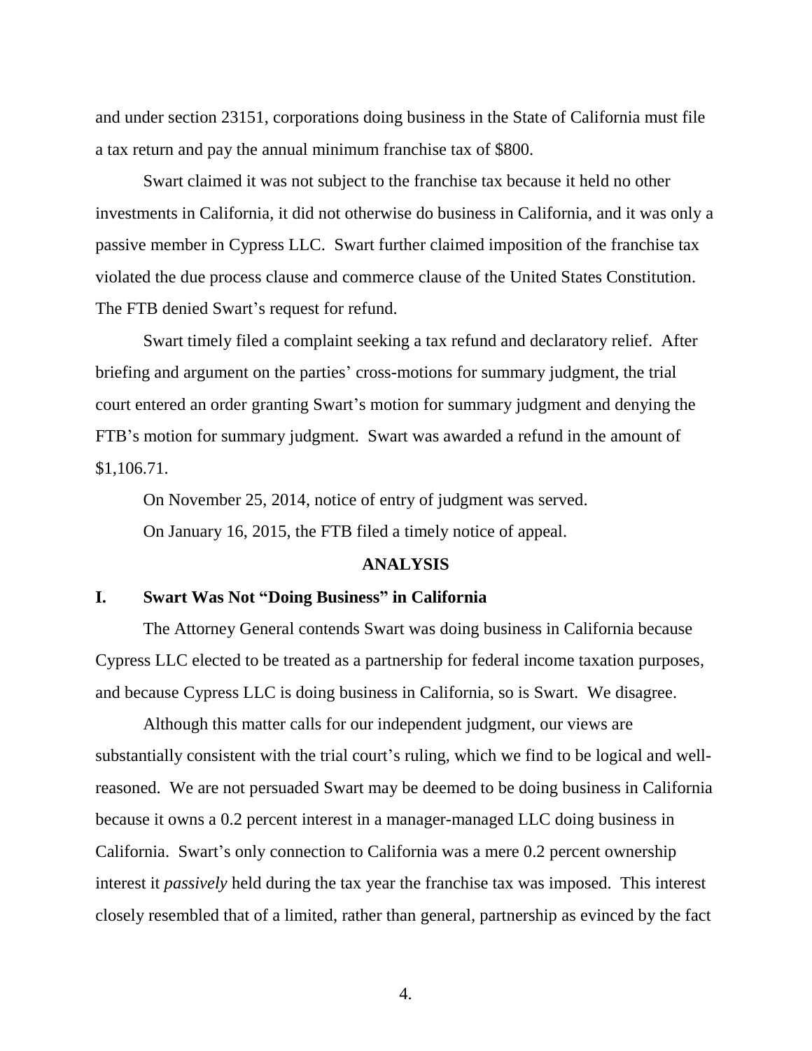and under section 23151, corporations doing business in the State of California must file a tax return and pay the annual minimum franchise tax of $800.

Swart claimed it was not subject to the franchise tax because it held no other investments in California, it did not otherwise do business in California, and it was only a passive member in Cypress LLC. Swart further claimed imposition of the franchise tax violated the due process clause and commerce clause of the United States Constitution. The FTB denied Swart's request for refund.

Swart timely filed a complaint seeking a tax refund and declaratory relief. After briefing and argument on the parties' cross-motions for summary judgment, the trial court entered an order granting Swart's motion for summary judgment and denying the FTB's motion for summary judgment. Swart was awarded a refund in the amount of $1,106.71.

On November 25, 2014, notice of entry of judgment was served.

On January 16, 2015, the FTB filed a timely notice of appeal.

## ANALYSIS

### I. Swart Was Not "Doing Business" in California

The Attorney General contends Swart was doing business in California because Cypress LLC elected to be treated as a partnership for federal income taxation purposes, and because Cypress LLC is doing business in California, so is Swart. We disagree.

Although this matter calls for our independent judgment, our views are substantially consistent with the trial court's ruling, which we find to be logical and well-reasoned. We are not persuaded Swart may be deemed to be doing business in California because it owns a 0.2 percent interest in a manager-managed LLC doing business in California. Swart's only connection to California was a mere 0.2 percent ownership interest it *passively* held during the tax year the franchise tax was imposed. This interest closely resembled that of a limited, rather than general, partnership as evinced by the fact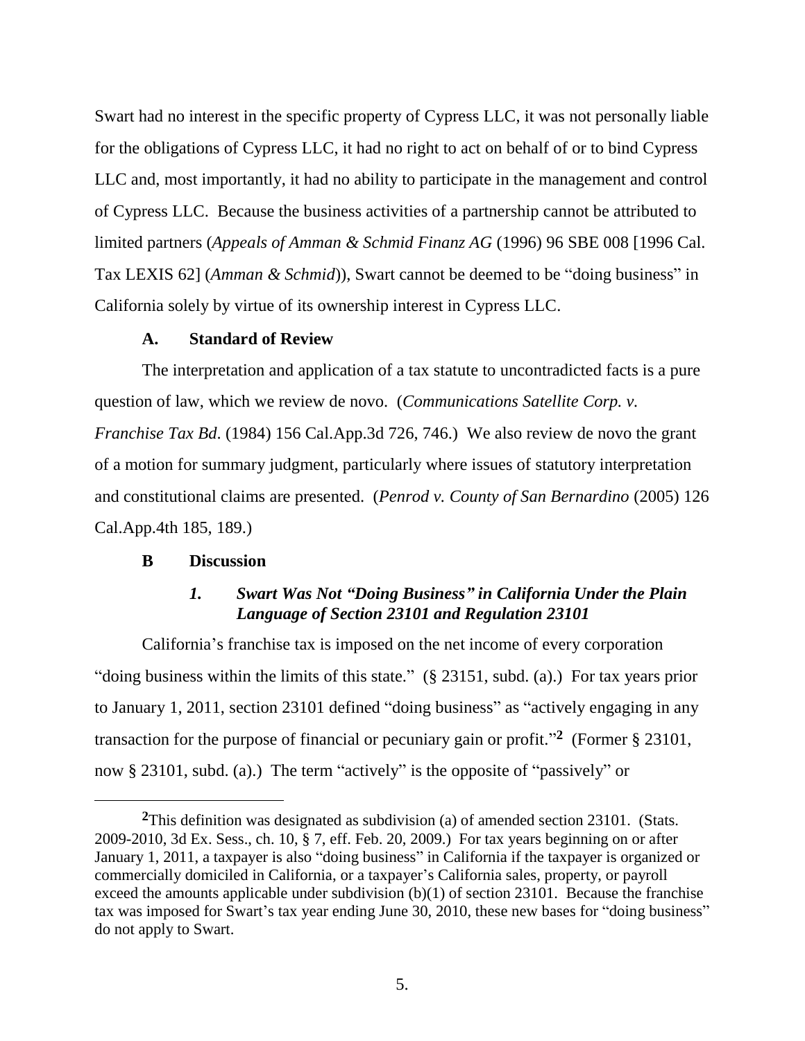Swart had no interest in the specific property of Cypress LLC, it was not personally liable for the obligations of Cypress LLC, it had no right to act on behalf of or to bind Cypress LLC and, most importantly, it had no ability to participate in the management and control of Cypress LLC. Because the business activities of a partnership cannot be attributed to limited partners (*Appeals of Amman & Schmid Finanz AG* (1996) 96 SBE 008 [1996 Cal. Tax LEXIS 62] (*Amman & Schmid*)), Swart cannot be deemed to be "doing business" in California solely by virtue of its ownership interest in Cypress LLC.

### A. Standard of Review

The interpretation and application of a tax statute to uncontradicted facts is a pure question of law, which we review de novo. (*Communications Satellite Corp. v. Franchise Tax Bd.* (1984) 156 Cal.App.3d 726, 746.) We also review de novo the grant of a motion for summary judgment, particularly where issues of statutory interpretation and constitutional claims are presented. (*Penrod v. County of San Bernardino* (2005) 126 Cal.App.4th 185, 189.)

### B Discussion

#### *1. Swart Was Not "Doing Business" in California Under the Plain Language of Section 23101 and Regulation 23101*

California's franchise tax is imposed on the net income of every corporation "doing business within the limits of this state." (§ 23151, subd. (a).) For tax years prior to January 1, 2011, section 23101 defined "doing business" as "actively engaging in any transaction for the purpose of financial or pecuniary gain or profit."[2] (Former § 23101, now § 23101, subd. (a).) The term "actively" is the opposite of "passively" or

---

[2] This definition was designated as subdivision (a) of amended section 23101. (Stats. 2009-2010, 3d Ex. Sess., ch. 10, § 7, eff. Feb. 20, 2009.) For tax years beginning on or after January 1, 2011, a taxpayer is also "doing business" in California if the taxpayer is organized or commercially domiciled in California, or a taxpayer's California sales, property, or payroll exceed the amounts applicable under subdivision (b)(1) of section 23101. Because the franchise tax was imposed for Swart's tax year ending June 30, 2010, these new bases for "doing business" do not apply to Swart.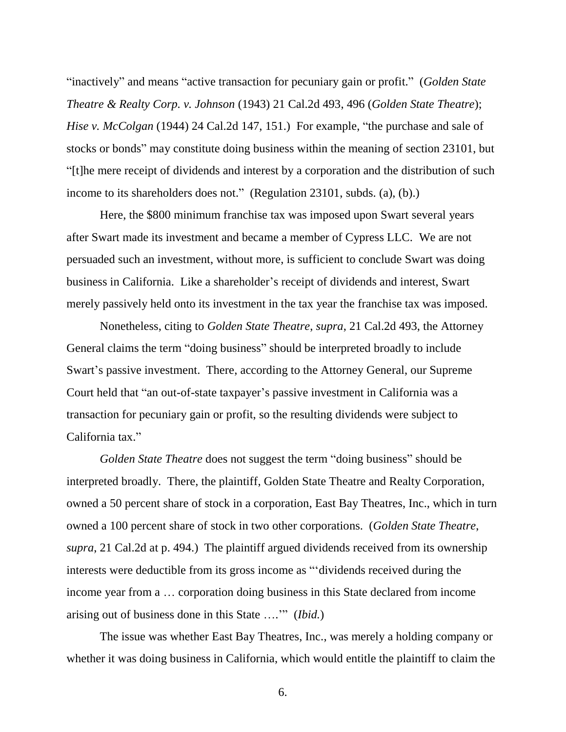"inactively" and means "active transaction for pecuniary gain or profit." (*Golden State Theatre & Realty Corp. v. Johnson* (1943) 21 Cal.2d 493, 496 (*Golden State Theatre*); *Hise v. McColgan* (1944) 24 Cal.2d 147, 151.) For example, "the purchase and sale of stocks or bonds" may constitute doing business within the meaning of section 23101, but "[t]he mere receipt of dividends and interest by a corporation and the distribution of such income to its shareholders does not." (Regulation 23101, subds. (a), (b).)

Here, the $800 minimum franchise tax was imposed upon Swart several years after Swart made its investment and became a member of Cypress LLC. We are not persuaded such an investment, without more, is sufficient to conclude Swart was doing business in California. Like a shareholder's receipt of dividends and interest, Swart merely passively held onto its investment in the tax year the franchise tax was imposed.

Nonetheless, citing to *Golden State Theatre*, *supra*, 21 Cal.2d 493, the Attorney General claims the term "doing business" should be interpreted broadly to include Swart's passive investment. There, according to the Attorney General, our Supreme Court held that "an out-of-state taxpayer's passive investment in California was a transaction for pecuniary gain or profit, so the resulting dividends were subject to California tax."

*Golden State Theatre* does not suggest the term "doing business" should be interpreted broadly. There, the plaintiff, Golden State Theatre and Realty Corporation, owned a 50 percent share of stock in a corporation, East Bay Theatres, Inc., which in turn owned a 100 percent share of stock in two other corporations. (*Golden State Theatre*, *supra*, 21 Cal.2d at p. 494.) The plaintiff argued dividends received from its ownership interests were deductible from its gross income as "'dividends received during the income year from a … corporation doing business in this State declared from income arising out of business done in this State ….'" (*Ibid.*)

The issue was whether East Bay Theatres, Inc., was merely a holding company or whether it was doing business in California, which would entitle the plaintiff to claim the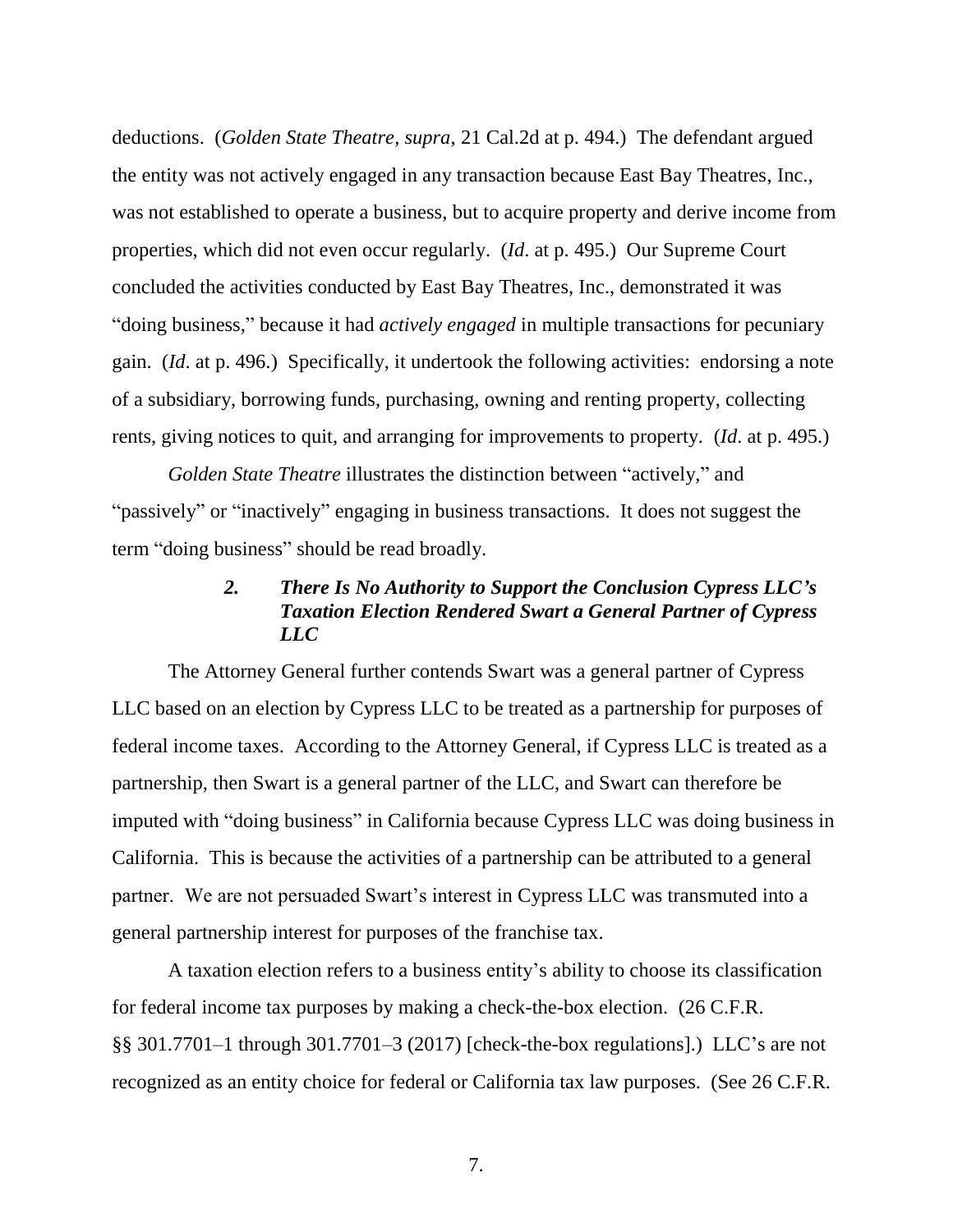deductions. (*Golden State Theatre*, *supra*, 21 Cal.2d at p. 494.) The defendant argued the entity was not actively engaged in any transaction because East Bay Theatres, Inc., was not established to operate a business, but to acquire property and derive income from properties, which did not even occur regularly. (*Id*. at p. 495.) Our Supreme Court concluded the activities conducted by East Bay Theatres, Inc., demonstrated it was "doing business," because it had *actively engaged* in multiple transactions for pecuniary gain. (*Id*. at p. 496.) Specifically, it undertook the following activities: endorsing a note of a subsidiary, borrowing funds, purchasing, owning and renting property, collecting rents, giving notices to quit, and arranging for improvements to property. (*Id*. at p. 495.)

*Golden State Theatre* illustrates the distinction between "actively," and "passively" or "inactively" engaging in business transactions. It does not suggest the term "doing business" should be read broadly.

### ***2. There Is No Authority to Support the Conclusion Cypress LLC's Taxation Election Rendered Swart a General Partner of Cypress LLC***

The Attorney General further contends Swart was a general partner of Cypress LLC based on an election by Cypress LLC to be treated as a partnership for purposes of federal income taxes. According to the Attorney General, if Cypress LLC is treated as a partnership, then Swart is a general partner of the LLC, and Swart can therefore be imputed with "doing business" in California because Cypress LLC was doing business in California. This is because the activities of a partnership can be attributed to a general partner. We are not persuaded Swart's interest in Cypress LLC was transmuted into a general partnership interest for purposes of the franchise tax.

A taxation election refers to a business entity's ability to choose its classification for federal income tax purposes by making a check-the-box election. (26 C.F.R. §§ 301.7701–1 through 301.7701–3 (2017) [check-the-box regulations].) LLC's are not recognized as an entity choice for federal or California tax law purposes. (See 26 C.F.R.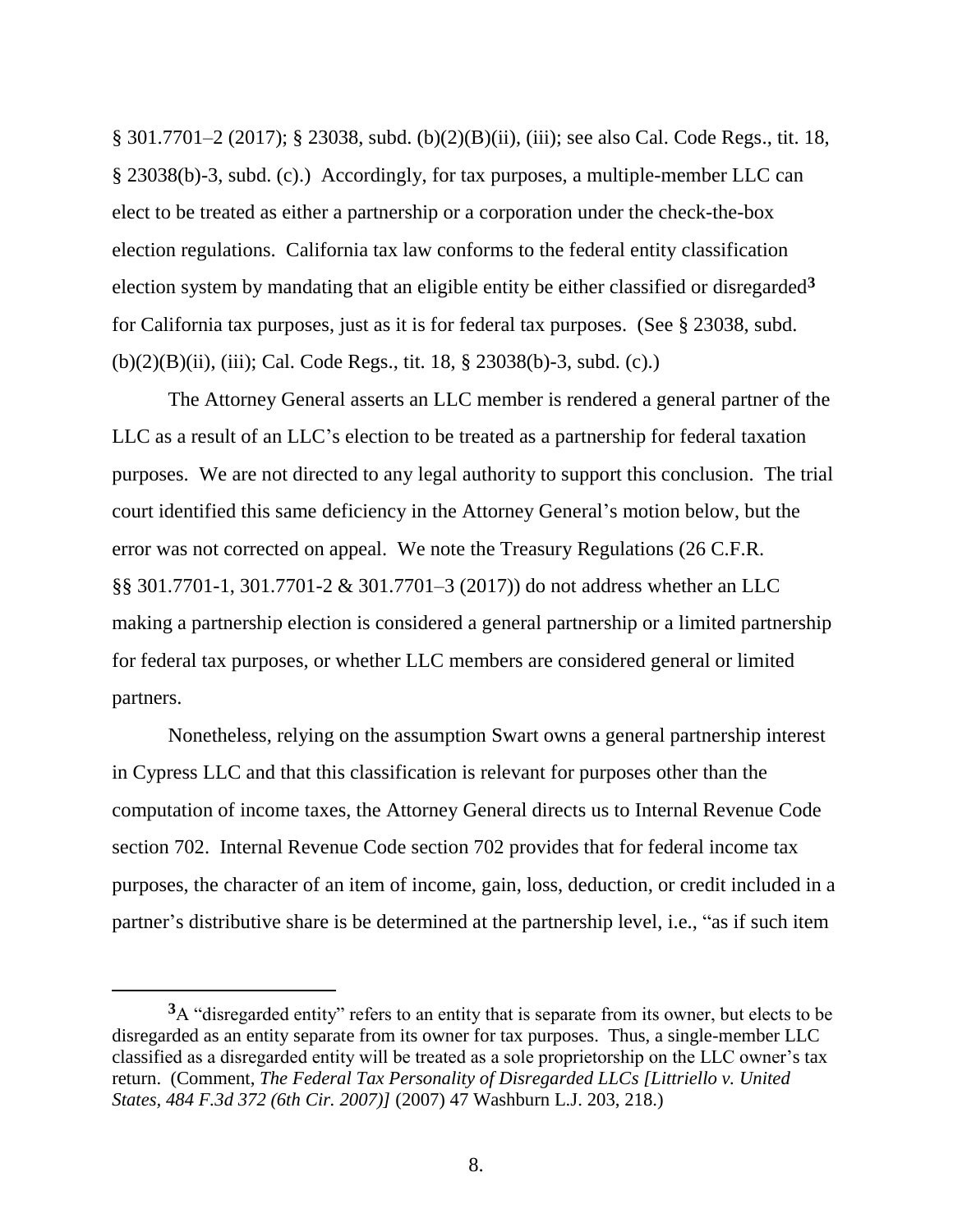§ 301.7701–2 (2017); § 23038, subd. (b)(2)(B)(ii), (iii); see also Cal. Code Regs., tit. 18, § 23038(b)-3, subd. (c).) Accordingly, for tax purposes, a multiple-member LLC can elect to be treated as either a partnership or a corporation under the check-the-box election regulations. California tax law conforms to the federal entity classification election system by mandating that an eligible entity be either classified or disregarded[3] for California tax purposes, just as it is for federal tax purposes. (See § 23038, subd. (b)(2)(B)(ii), (iii); Cal. Code Regs., tit. 18, § 23038(b)-3, subd. (c).)

The Attorney General asserts an LLC member is rendered a general partner of the LLC as a result of an LLC's election to be treated as a partnership for federal taxation purposes. We are not directed to any legal authority to support this conclusion. The trial court identified this same deficiency in the Attorney General's motion below, but the error was not corrected on appeal. We note the Treasury Regulations (26 C.F.R. §§ 301.7701-1, 301.7701-2 & 301.7701–3 (2017)) do not address whether an LLC making a partnership election is considered a general partnership or a limited partnership for federal tax purposes, or whether LLC members are considered general or limited partners.

Nonetheless, relying on the assumption Swart owns a general partnership interest in Cypress LLC and that this classification is relevant for purposes other than the computation of income taxes, the Attorney General directs us to Internal Revenue Code section 702. Internal Revenue Code section 702 provides that for federal income tax purposes, the character of an item of income, gain, loss, deduction, or credit included in a partner's distributive share is be determined at the partnership level, i.e., "as if such item

---

[3] A "disregarded entity" refers to an entity that is separate from its owner, but elects to be disregarded as an entity separate from its owner for tax purposes. Thus, a single-member LLC classified as a disregarded entity will be treated as a sole proprietorship on the LLC owner's tax return. (Comment, *The Federal Tax Personality of Disregarded LLCs [Littriello v. United States, 484 F.3d 372 (6th Cir. 2007)]* (2007) 47 Washburn L.J. 203, 218.)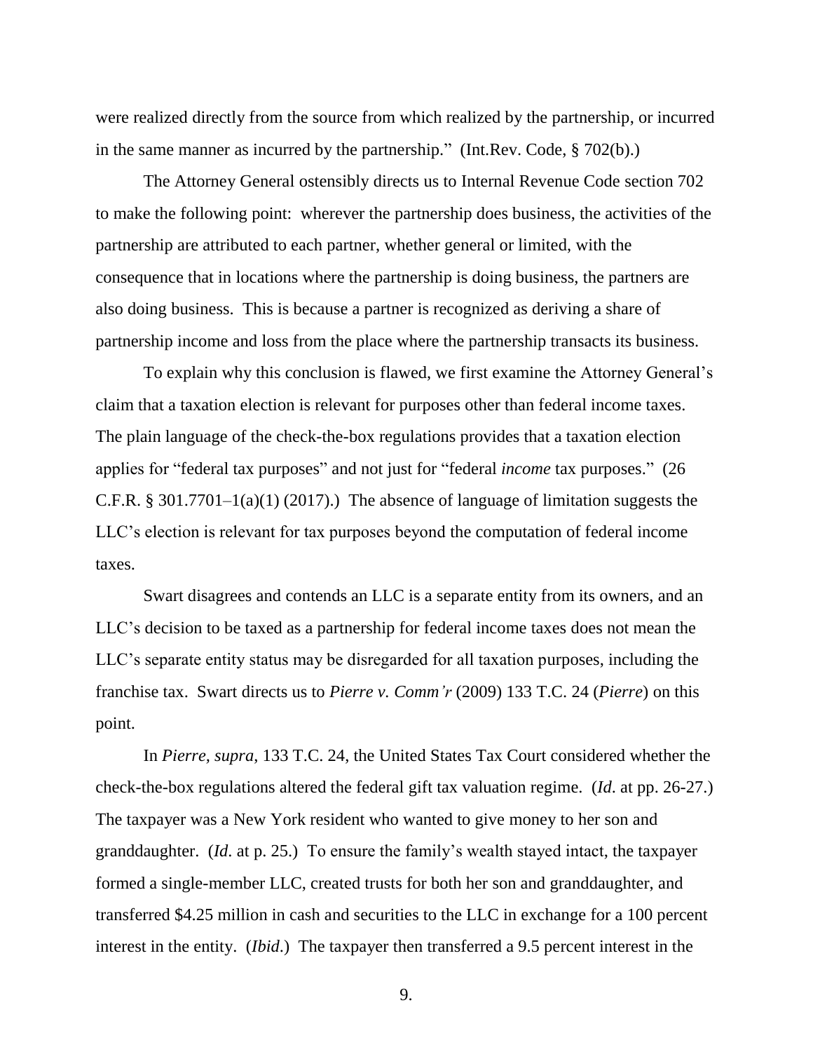were realized directly from the source from which realized by the partnership, or incurred in the same manner as incurred by the partnership." (Int.Rev. Code, § 702(b).)

The Attorney General ostensibly directs us to Internal Revenue Code section 702 to make the following point: wherever the partnership does business, the activities of the partnership are attributed to each partner, whether general or limited, with the consequence that in locations where the partnership is doing business, the partners are also doing business. This is because a partner is recognized as deriving a share of partnership income and loss from the place where the partnership transacts its business.

To explain why this conclusion is flawed, we first examine the Attorney General's claim that a taxation election is relevant for purposes other than federal income taxes. The plain language of the check-the-box regulations provides that a taxation election applies for "federal tax purposes" and not just for "federal *income* tax purposes." (26 C.F.R. § 301.7701–1(a)(1) (2017).) The absence of language of limitation suggests the LLC's election is relevant for tax purposes beyond the computation of federal income taxes.

Swart disagrees and contends an LLC is a separate entity from its owners, and an LLC's decision to be taxed as a partnership for federal income taxes does not mean the LLC's separate entity status may be disregarded for all taxation purposes, including the franchise tax. Swart directs us to *Pierre v. Comm'r* (2009) 133 T.C. 24 (*Pierre*) on this point.

In *Pierre*, *supra*, 133 T.C. 24, the United States Tax Court considered whether the check-the-box regulations altered the federal gift tax valuation regime. (*Id*. at pp. 26-27.) The taxpayer was a New York resident who wanted to give money to her son and granddaughter. (*Id*. at p. 25.) To ensure the family's wealth stayed intact, the taxpayer formed a single-member LLC, created trusts for both her son and granddaughter, and transferred $4.25 million in cash and securities to the LLC in exchange for a 100 percent interest in the entity. (*Ibid*.) The taxpayer then transferred a 9.5 percent interest in the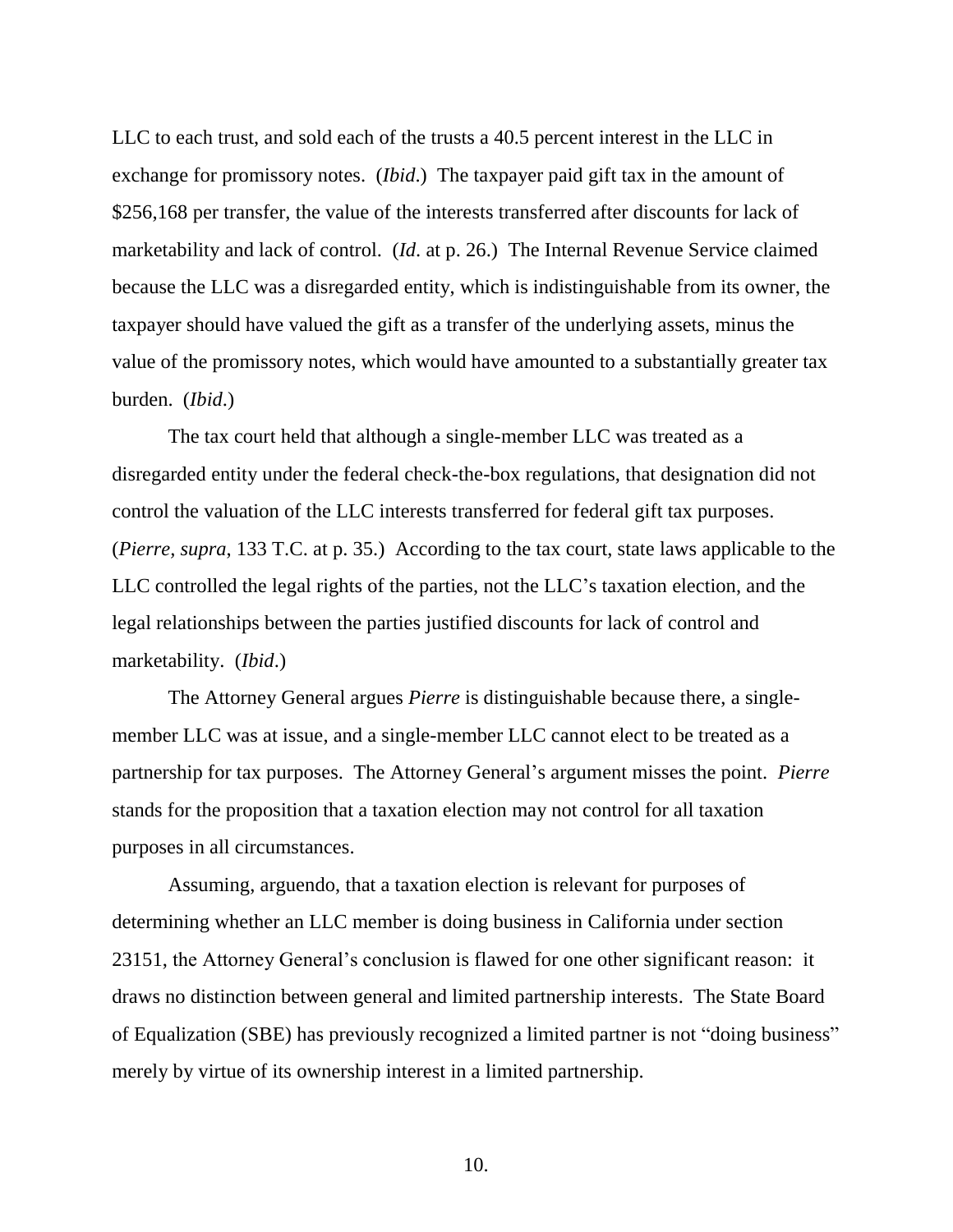LLC to each trust, and sold each of the trusts a 40.5 percent interest in the LLC in exchange for promissory notes. (*Ibid*.) The taxpayer paid gift tax in the amount of $256,168 per transfer, the value of the interests transferred after discounts for lack of marketability and lack of control. (*Id*. at p. 26.) The Internal Revenue Service claimed because the LLC was a disregarded entity, which is indistinguishable from its owner, the taxpayer should have valued the gift as a transfer of the underlying assets, minus the value of the promissory notes, which would have amounted to a substantially greater tax burden. (*Ibid*.)

The tax court held that although a single-member LLC was treated as a disregarded entity under the federal check-the-box regulations, that designation did not control the valuation of the LLC interests transferred for federal gift tax purposes. (*Pierre*, *supra*, 133 T.C. at p. 35.) According to the tax court, state laws applicable to the LLC controlled the legal rights of the parties, not the LLC's taxation election, and the legal relationships between the parties justified discounts for lack of control and marketability. (*Ibid*.)

The Attorney General argues *Pierre* is distinguishable because there, a single-member LLC was at issue, and a single-member LLC cannot elect to be treated as a partnership for tax purposes. The Attorney General's argument misses the point. *Pierre* stands for the proposition that a taxation election may not control for all taxation purposes in all circumstances.

Assuming, arguendo, that a taxation election is relevant for purposes of determining whether an LLC member is doing business in California under section 23151, the Attorney General's conclusion is flawed for one other significant reason: it draws no distinction between general and limited partnership interests. The State Board of Equalization (SBE) has previously recognized a limited partner is not "doing business" merely by virtue of its ownership interest in a limited partnership.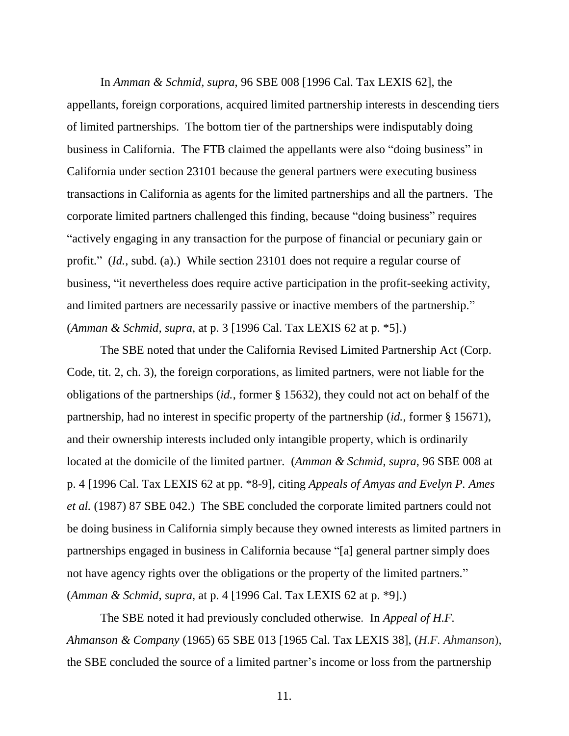In *Amman & Schmid, supra*, 96 SBE 008 [1996 Cal. Tax LEXIS 62], the appellants, foreign corporations, acquired limited partnership interests in descending tiers of limited partnerships. The bottom tier of the partnerships were indisputably doing business in California. The FTB claimed the appellants were also "doing business" in California under section 23101 because the general partners were executing business transactions in California as agents for the limited partnerships and all the partners. The corporate limited partners challenged this finding, because "doing business" requires "actively engaging in any transaction for the purpose of financial or pecuniary gain or profit." (*Id.*, subd. (a).) While section 23101 does not require a regular course of business, "it nevertheless does require active participation in the profit-seeking activity, and limited partners are necessarily passive or inactive members of the partnership." (*Amman & Schmid, supra*, at p. 3 [1996 Cal. Tax LEXIS 62 at p. *5].)

The SBE noted that under the California Revised Limited Partnership Act (Corp. Code, tit. 2, ch. 3), the foreign corporations, as limited partners, were not liable for the obligations of the partnerships (*id.*, former § 15632), they could not act on behalf of the partnership, had no interest in specific property of the partnership (*id.*, former § 15671), and their ownership interests included only intangible property, which is ordinarily located at the domicile of the limited partner. (*Amman & Schmid*, *supra*, 96 SBE 008 at p. 4 [1996 Cal. Tax LEXIS 62 at pp. *8-9], citing *Appeals of Amyas and Evelyn P. Ames et al.* (1987) 87 SBE 042.) The SBE concluded the corporate limited partners could not be doing business in California simply because they owned interests as limited partners in partnerships engaged in business in California because "[a] general partner simply does not have agency rights over the obligations or the property of the limited partners." (*Amman & Schmid*, *supra*, at p. 4 [1996 Cal. Tax LEXIS 62 at p. *9].)

The SBE noted it had previously concluded otherwise. In *Appeal of H.F. Ahmanson & Company* (1965) 65 SBE 013 [1965 Cal. Tax LEXIS 38], (*H.F. Ahmanson*), the SBE concluded the source of a limited partner's income or loss from the partnership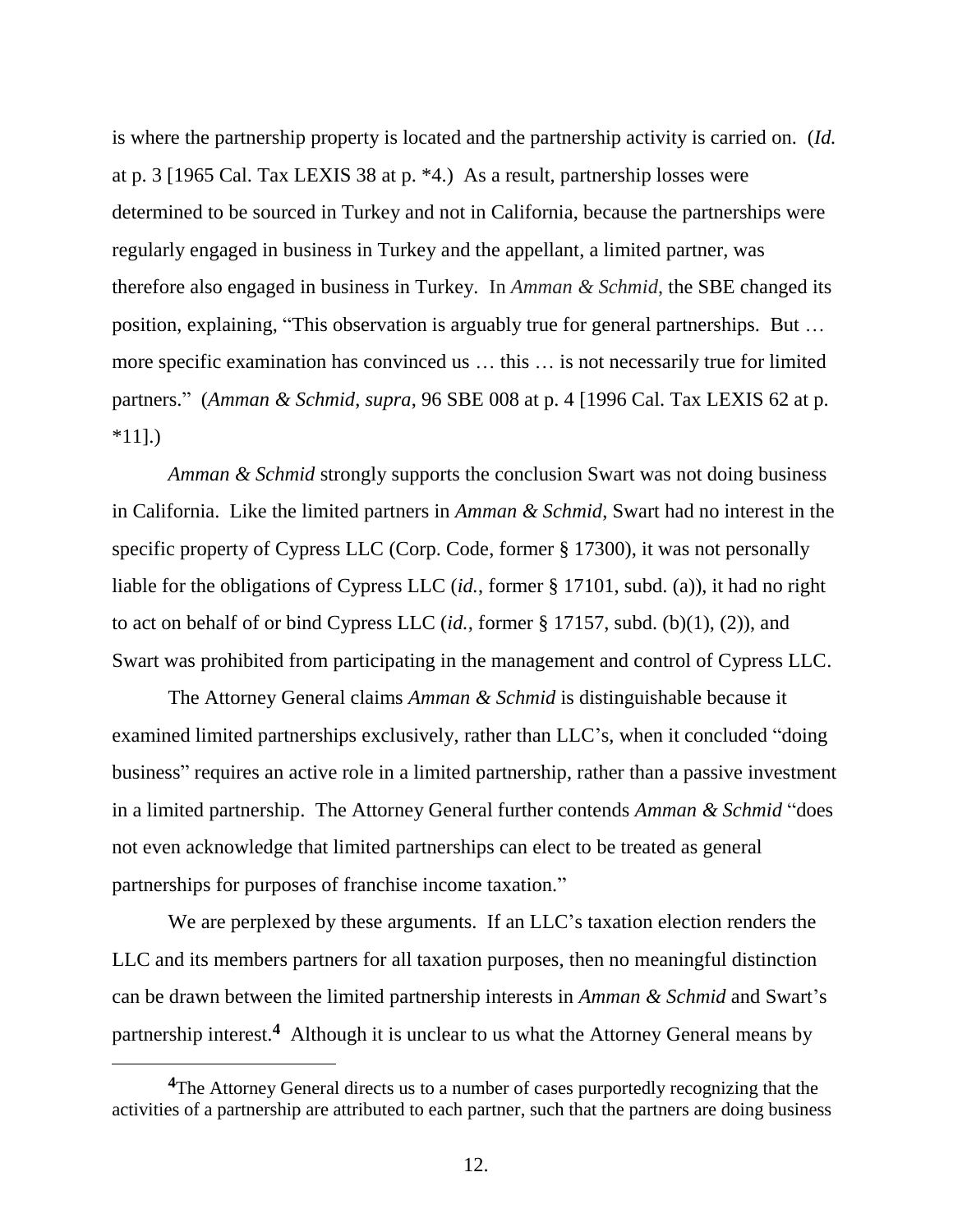is where the partnership property is located and the partnership activity is carried on. (*Id.* at p. 3 [1965 Cal. Tax LEXIS 38 at p. *4.) As a result, partnership losses were determined to be sourced in Turkey and not in California, because the partnerships were regularly engaged in business in Turkey and the appellant, a limited partner, was therefore also engaged in business in Turkey. In *Amman & Schmid*, the SBE changed its position, explaining, "This observation is arguably true for general partnerships. But … more specific examination has convinced us … this … is not necessarily true for limited partners." (*Amman & Schmid*, *supra*, 96 SBE 008 at p. 4 [1996 Cal. Tax LEXIS 62 at p. *11].)

*Amman & Schmid* strongly supports the conclusion Swart was not doing business in California. Like the limited partners in *Amman & Schmid*, Swart had no interest in the specific property of Cypress LLC (Corp. Code, former § 17300), it was not personally liable for the obligations of Cypress LLC (*id.*, former § 17101, subd. (a)), it had no right to act on behalf of or bind Cypress LLC (*id.*, former § 17157, subd. (b)(1), (2)), and Swart was prohibited from participating in the management and control of Cypress LLC.

The Attorney General claims *Amman & Schmid* is distinguishable because it examined limited partnerships exclusively, rather than LLC's, when it concluded "doing business" requires an active role in a limited partnership, rather than a passive investment in a limited partnership. The Attorney General further contends *Amman & Schmid* "does not even acknowledge that limited partnerships can elect to be treated as general partnerships for purposes of franchise income taxation."

We are perplexed by these arguments. If an LLC's taxation election renders the LLC and its members partners for all taxation purposes, then no meaningful distinction can be drawn between the limited partnership interests in *Amman & Schmid* and Swart's partnership interest.[4] Although it is unclear to us what the Attorney General means by

---

[4]The Attorney General directs us to a number of cases purportedly recognizing that the activities of a partnership are attributed to each partner, such that the partners are doing business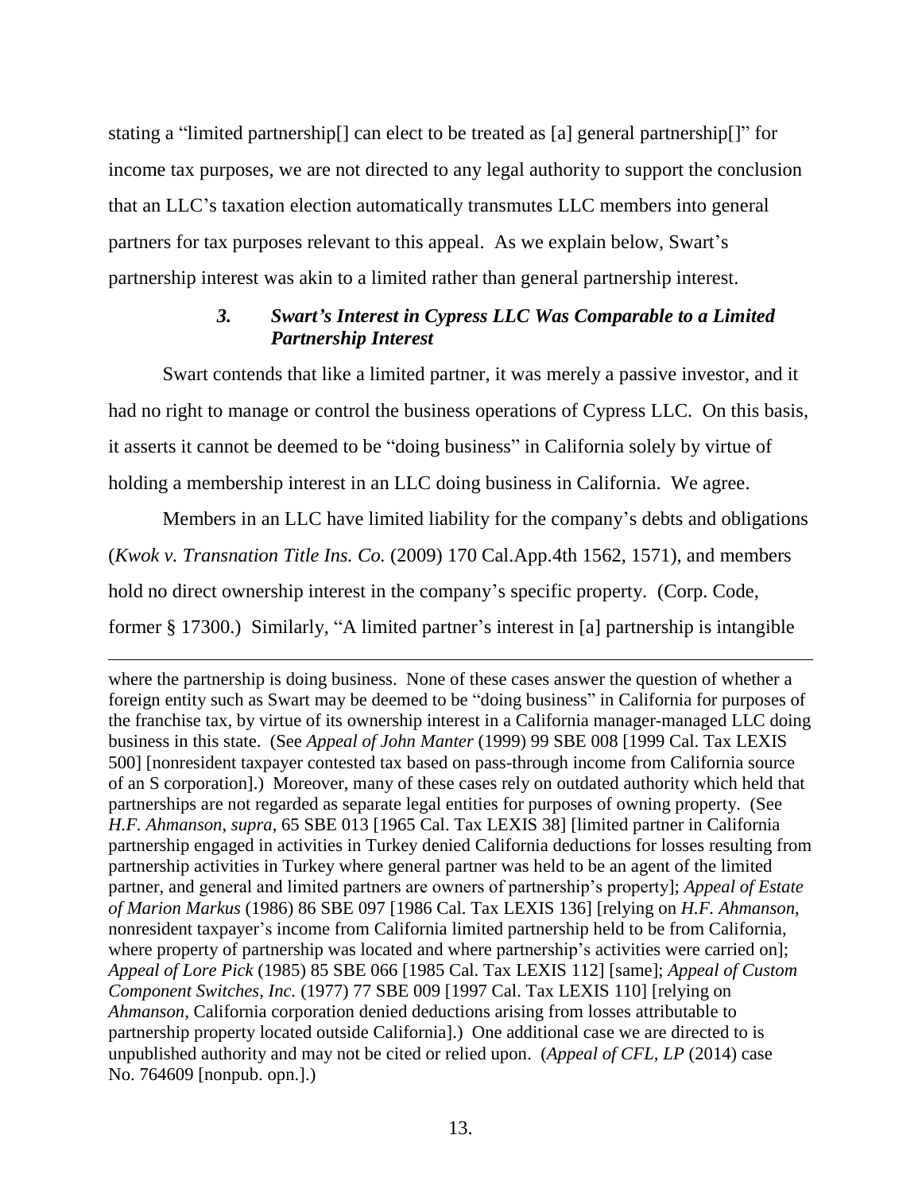stating a "limited partnership[] can elect to be treated as [a] general partnership[]" for income tax purposes, we are not directed to any legal authority to support the conclusion that an LLC's taxation election automatically transmutes LLC members into general partners for tax purposes relevant to this appeal. As we explain below, Swart's partnership interest was akin to a limited rather than general partnership interest.

### *3. Swart's Interest in Cypress LLC Was Comparable to a Limited Partnership Interest*

Swart contends that like a limited partner, it was merely a passive investor, and it had no right to manage or control the business operations of Cypress LLC. On this basis, it asserts it cannot be deemed to be "doing business" in California solely by virtue of holding a membership interest in an LLC doing business in California. We agree.

Members in an LLC have limited liability for the company's debts and obligations (*Kwok v. Transnation Title Ins. Co.* (2009) 170 Cal.App.4th 1562, 1571), and members hold no direct ownership interest in the company's specific property. (Corp. Code, former § 17300.) Similarly, "A limited partner's interest in [a] partnership is intangible

---

where the partnership is doing business. None of these cases answer the question of whether a foreign entity such as Swart may be deemed to be "doing business" in California for purposes of the franchise tax, by virtue of its ownership interest in a California manager-managed LLC doing business in this state. (See *Appeal of John Manter* (1999) 99 SBE 008 [1999 Cal. Tax LEXIS 500] [nonresident taxpayer contested tax based on pass-through income from California source of an S corporation].) Moreover, many of these cases rely on outdated authority which held that partnerships are not regarded as separate legal entities for purposes of owning property. (See *H.F. Ahmanson*, *supra*, 65 SBE 013 [1965 Cal. Tax LEXIS 38] [limited partner in California partnership engaged in activities in Turkey denied California deductions for losses resulting from partnership activities in Turkey where general partner was held to be an agent of the limited partner, and general and limited partners are owners of partnership's property]; *Appeal of Estate of Marion Markus* (1986) 86 SBE 097 [1986 Cal. Tax LEXIS 136] [relying on *H.F. Ahmanson*, nonresident taxpayer's income from California limited partnership held to be from California, where property of partnership was located and where partnership's activities were carried on]; *Appeal of Lore Pick* (1985) 85 SBE 066 [1985 Cal. Tax LEXIS 112] [same]; *Appeal of Custom Component Switches, Inc.* (1977) 77 SBE 009 [1997 Cal. Tax LEXIS 110] [relying on *Ahmanson*, California corporation denied deductions arising from losses attributable to partnership property located outside California].) One additional case we are directed to is unpublished authority and may not be cited or relied upon. (*Appeal of CFL, LP* (2014) case No. 764609 [nonpub. opn.].)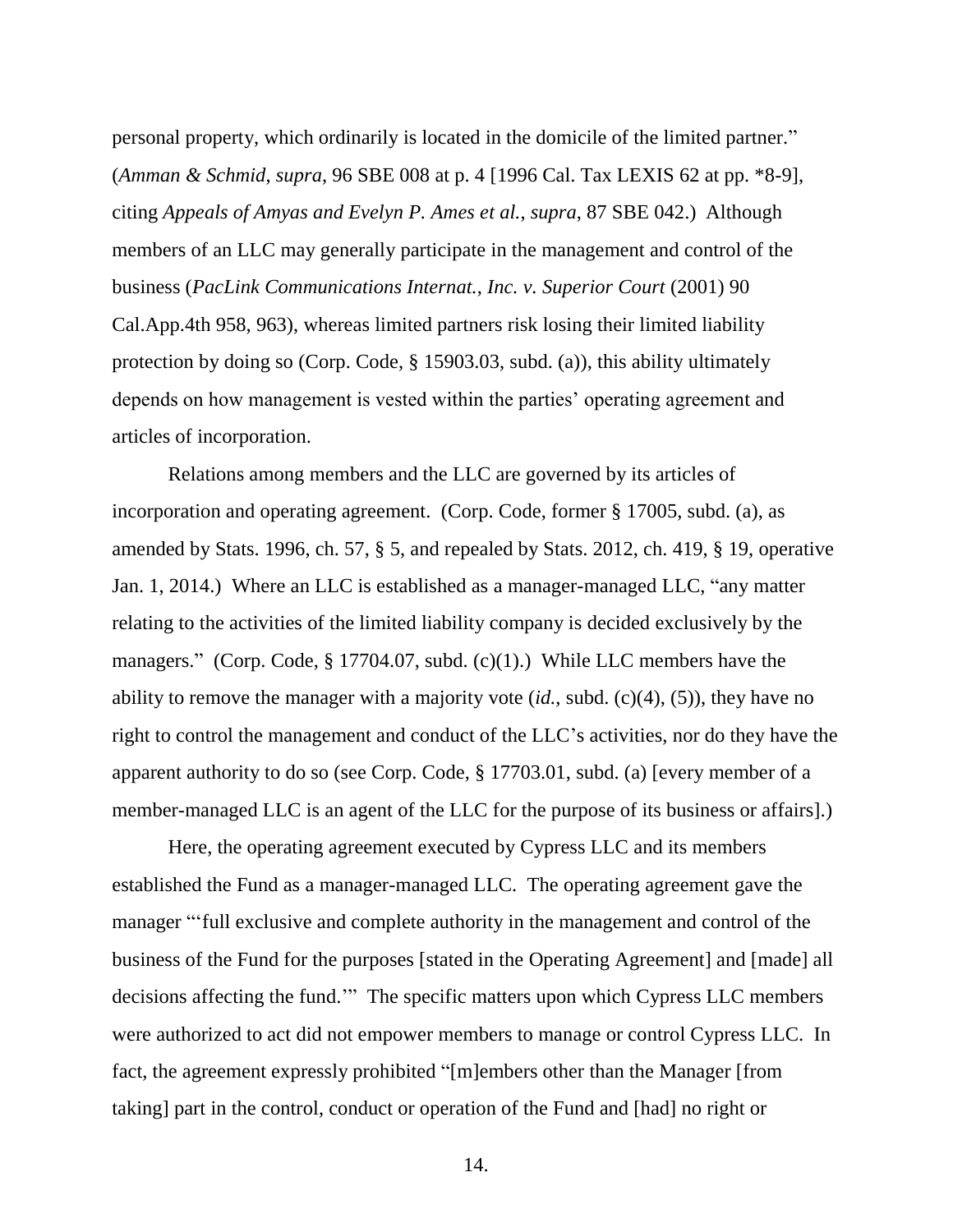personal property, which ordinarily is located in the domicile of the limited partner." (*Amman & Schmid*, *supra*, 96 SBE 008 at p. 4 [1996 Cal. Tax LEXIS 62 at pp. *8-9], citing *Appeals of Amyas and Evelyn P. Ames et al.*, *supra*, 87 SBE 042.) Although members of an LLC may generally participate in the management and control of the business (*PacLink Communications Internat., Inc. v. Superior Court* (2001) 90 Cal.App.4th 958, 963), whereas limited partners risk losing their limited liability protection by doing so (Corp. Code, § 15903.03, subd. (a)), this ability ultimately depends on how management is vested within the parties' operating agreement and articles of incorporation.

Relations among members and the LLC are governed by its articles of incorporation and operating agreement. (Corp. Code, former § 17005, subd. (a), as amended by Stats. 1996, ch. 57, § 5, and repealed by Stats. 2012, ch. 419, § 19, operative Jan. 1, 2014.) Where an LLC is established as a manager-managed LLC, "any matter relating to the activities of the limited liability company is decided exclusively by the managers." (Corp. Code, § 17704.07, subd. (c)(1).) While LLC members have the ability to remove the manager with a majority vote (*id.*, subd. (c)(4), (5)), they have no right to control the management and conduct of the LLC's activities, nor do they have the apparent authority to do so (see Corp. Code, § 17703.01, subd. (a) [every member of a member-managed LLC is an agent of the LLC for the purpose of its business or affairs].)

Here, the operating agreement executed by Cypress LLC and its members established the Fund as a manager-managed LLC. The operating agreement gave the manager "'full exclusive and complete authority in the management and control of the business of the Fund for the purposes [stated in the Operating Agreement] and [made] all decisions affecting the fund.'" The specific matters upon which Cypress LLC members were authorized to act did not empower members to manage or control Cypress LLC. In fact, the agreement expressly prohibited "[m]embers other than the Manager [from taking] part in the control, conduct or operation of the Fund and [had] no right or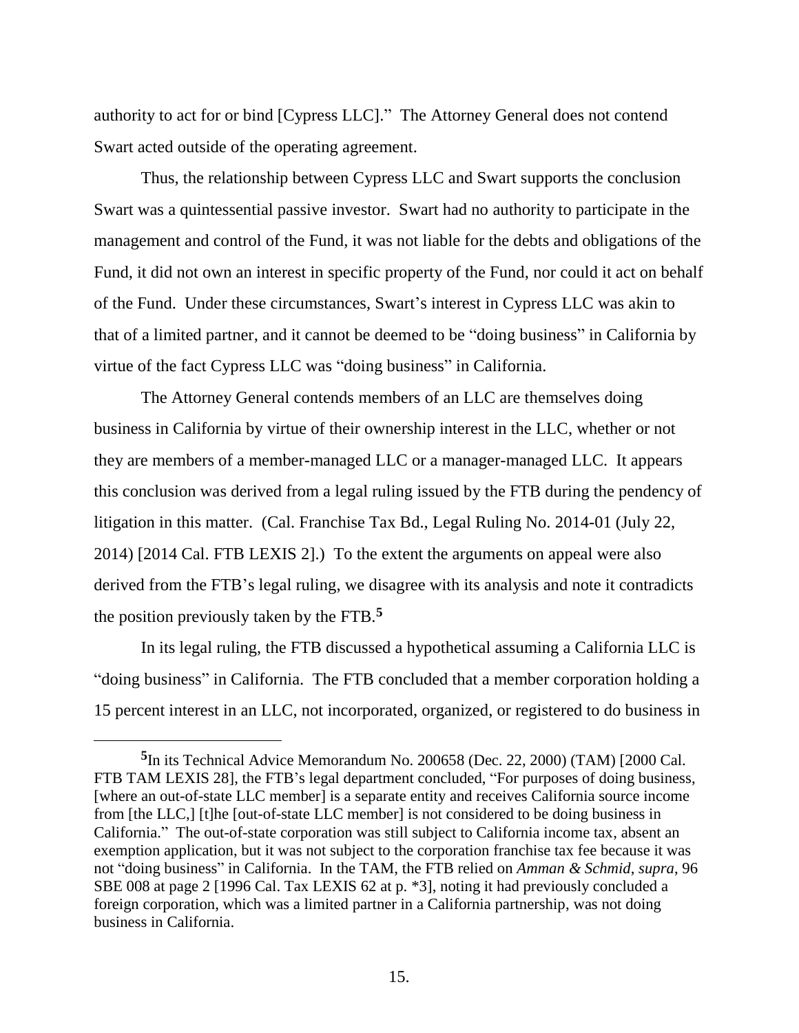authority to act for or bind [Cypress LLC]." The Attorney General does not contend Swart acted outside of the operating agreement.

Thus, the relationship between Cypress LLC and Swart supports the conclusion Swart was a quintessential passive investor. Swart had no authority to participate in the management and control of the Fund, it was not liable for the debts and obligations of the Fund, it did not own an interest in specific property of the Fund, nor could it act on behalf of the Fund. Under these circumstances, Swart's interest in Cypress LLC was akin to that of a limited partner, and it cannot be deemed to be "doing business" in California by virtue of the fact Cypress LLC was "doing business" in California.

The Attorney General contends members of an LLC are themselves doing business in California by virtue of their ownership interest in the LLC, whether or not they are members of a member-managed LLC or a manager-managed LLC. It appears this conclusion was derived from a legal ruling issued by the FTB during the pendency of litigation in this matter. (Cal. Franchise Tax Bd., Legal Ruling No. 2014-01 (July 22, 2014) [2014 Cal. FTB LEXIS 2].) To the extent the arguments on appeal were also derived from the FTB's legal ruling, we disagree with its analysis and note it contradicts the position previously taken by the FTB.[5]

In its legal ruling, the FTB discussed a hypothetical assuming a California LLC is "doing business" in California. The FTB concluded that a member corporation holding a 15 percent interest in an LLC, not incorporated, organized, or registered to do business in

---

[5] In its Technical Advice Memorandum No. 200658 (Dec. 22, 2000) (TAM) [2000 Cal. FTB TAM LEXIS 28], the FTB's legal department concluded, "For purposes of doing business, [where an out-of-state LLC member] is a separate entity and receives California source income from [the LLC,] [t]he [out-of-state LLC member] is not considered to be doing business in California." The out-of-state corporation was still subject to California income tax, absent an exemption application, but it was not subject to the corporation franchise tax fee because it was not "doing business" in California. In the TAM, the FTB relied on *Amman & Schmid*, *supra*, 96 SBE 008 at page 2 [1996 Cal. Tax LEXIS 62 at p. *3], noting it had previously concluded a foreign corporation, which was a limited partner in a California partnership, was not doing business in California.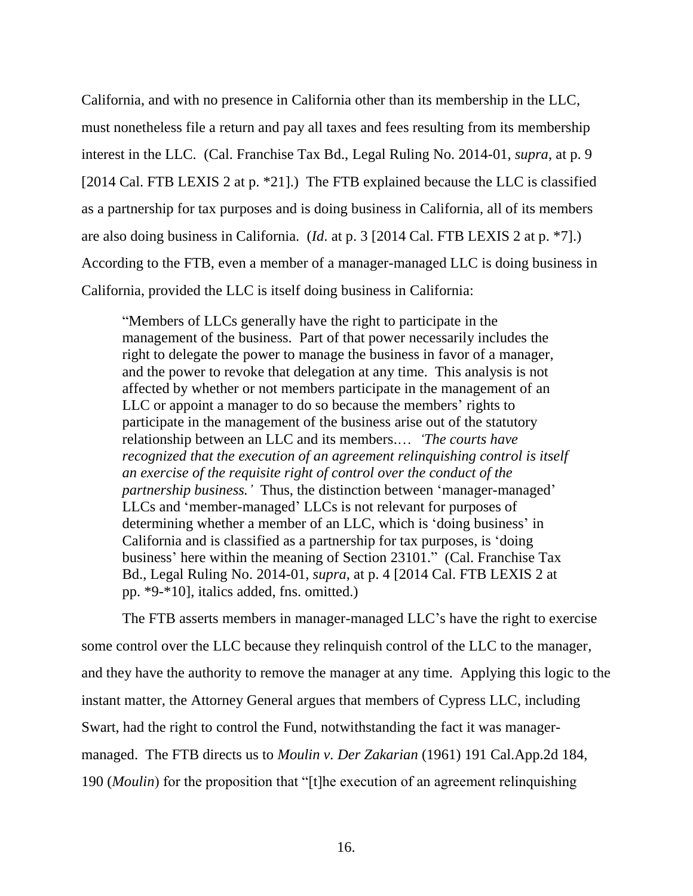California, and with no presence in California other than its membership in the LLC, must nonetheless file a return and pay all taxes and fees resulting from its membership interest in the LLC. (Cal. Franchise Tax Bd., Legal Ruling No. 2014-01, *supra*, at p. 9 [2014 Cal. FTB LEXIS 2 at p. *21].) The FTB explained because the LLC is classified as a partnership for tax purposes and is doing business in California, all of its members are also doing business in California. (*Id*. at p. 3 [2014 Cal. FTB LEXIS 2 at p. *7].) According to the FTB, even a member of a manager-managed LLC is doing business in California, provided the LLC is itself doing business in California:

> "Members of LLCs generally have the right to participate in the management of the business. Part of that power necessarily includes the right to delegate the power to manage the business in favor of a manager, and the power to revoke that delegation at any time. This analysis is not affected by whether or not members participate in the management of an LLC or appoint a manager to do so because the members' rights to participate in the management of the business arise out of the statutory relationship between an LLC and its members.… *'The courts have recognized that the execution of an agreement relinquishing control is itself an exercise of the requisite right of control over the conduct of the partnership business.'* Thus, the distinction between 'manager-managed' LLCs and 'member-managed' LLCs is not relevant for purposes of determining whether a member of an LLC, which is 'doing business' in California and is classified as a partnership for tax purposes, is 'doing business' here within the meaning of Section 23101." (Cal. Franchise Tax Bd., Legal Ruling No. 2014-01, *supra*, at p. 4 [2014 Cal. FTB LEXIS 2 at pp. *9-*10], italics added, fns. omitted.)

The FTB asserts members in manager-managed LLC's have the right to exercise some control over the LLC because they relinquish control of the LLC to the manager, and they have the authority to remove the manager at any time. Applying this logic to the instant matter, the Attorney General argues that members of Cypress LLC, including Swart, had the right to control the Fund, notwithstanding the fact it was manager-managed. The FTB directs us to *Moulin v. Der Zakarian* (1961) 191 Cal.App.2d 184, 190 (*Moulin*) for the proposition that "[t]he execution of an agreement relinquishing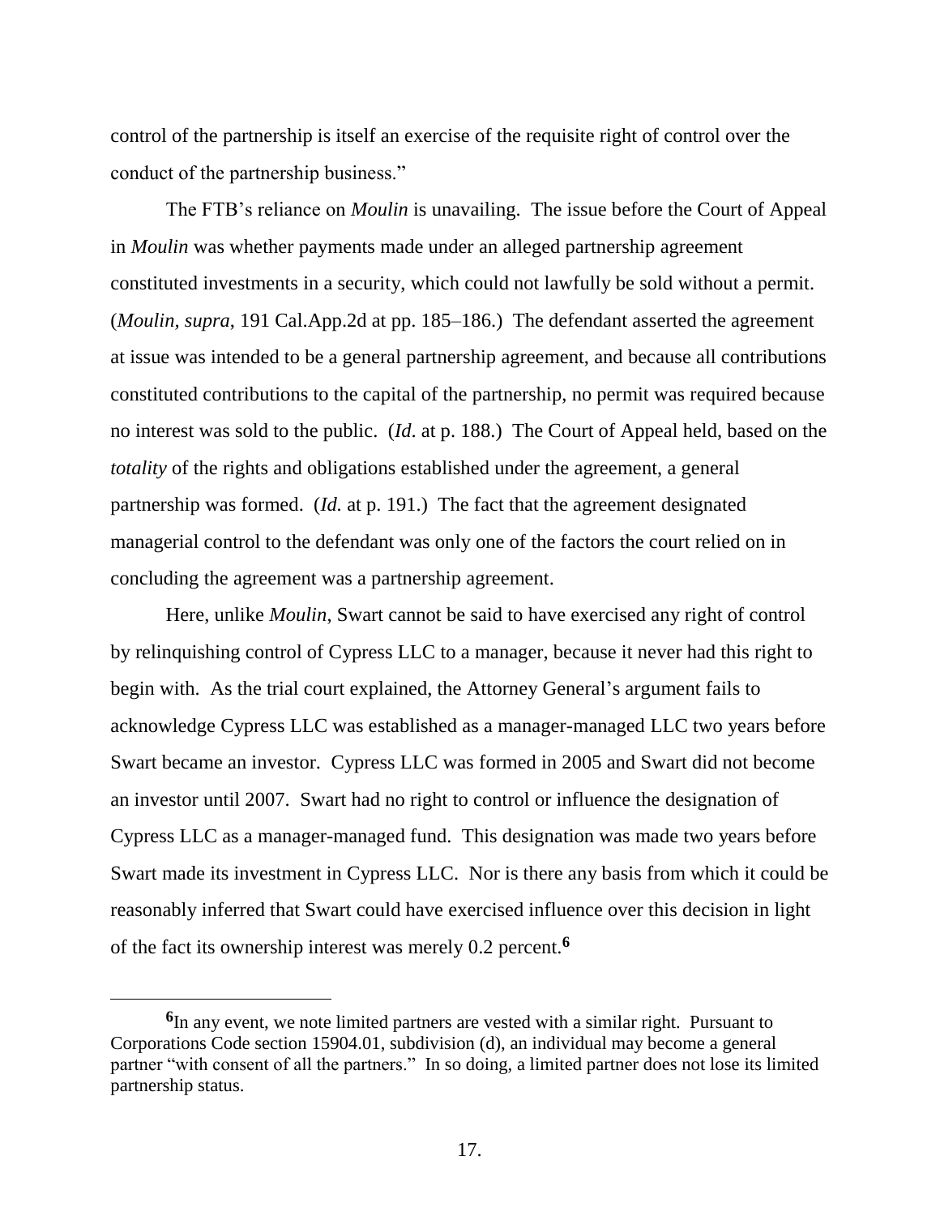control of the partnership is itself an exercise of the requisite right of control over the conduct of the partnership business."

The FTB's reliance on *Moulin* is unavailing. The issue before the Court of Appeal in *Moulin* was whether payments made under an alleged partnership agreement constituted investments in a security, which could not lawfully be sold without a permit. (*Moulin, supra*, 191 Cal.App.2d at pp. 185–186.) The defendant asserted the agreement at issue was intended to be a general partnership agreement, and because all contributions constituted contributions to the capital of the partnership, no permit was required because no interest was sold to the public. (*Id*. at p. 188.) The Court of Appeal held, based on the *totality* of the rights and obligations established under the agreement, a general partnership was formed. (*Id.* at p. 191.) The fact that the agreement designated managerial control to the defendant was only one of the factors the court relied on in concluding the agreement was a partnership agreement.

Here, unlike *Moulin,* Swart cannot be said to have exercised any right of control by relinquishing control of Cypress LLC to a manager, because it never had this right to begin with. As the trial court explained, the Attorney General's argument fails to acknowledge Cypress LLC was established as a manager-managed LLC two years before Swart became an investor. Cypress LLC was formed in 2005 and Swart did not become an investor until 2007. Swart had no right to control or influence the designation of Cypress LLC as a manager-managed fund. This designation was made two years before Swart made its investment in Cypress LLC. Nor is there any basis from which it could be reasonably inferred that Swart could have exercised influence over this decision in light of the fact its ownership interest was merely 0.2 percent.[6]

---

[6] In any event, we note limited partners are vested with a similar right. Pursuant to Corporations Code section 15904.01, subdivision (d), an individual may become a general partner "with consent of all the partners." In so doing, a limited partner does not lose its limited partnership status.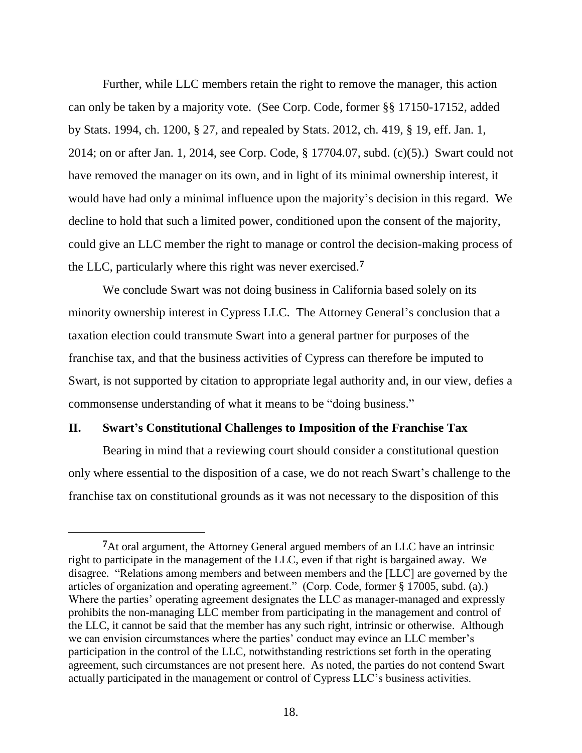Further, while LLC members retain the right to remove the manager, this action can only be taken by a majority vote. (See Corp. Code, former §§ 17150-17152, added by Stats. 1994, ch. 1200, § 27, and repealed by Stats. 2012, ch. 419, § 19, eff. Jan. 1, 2014; on or after Jan. 1, 2014, see Corp. Code, § 17704.07, subd. (c)(5).) Swart could not have removed the manager on its own, and in light of its minimal ownership interest, it would have had only a minimal influence upon the majority's decision in this regard. We decline to hold that such a limited power, conditioned upon the consent of the majority, could give an LLC member the right to manage or control the decision-making process of the LLC, particularly where this right was never exercised.[7]

We conclude Swart was not doing business in California based solely on its minority ownership interest in Cypress LLC. The Attorney General's conclusion that a taxation election could transmute Swart into a general partner for purposes of the franchise tax, and that the business activities of Cypress can therefore be imputed to Swart, is not supported by citation to appropriate legal authority and, in our view, defies a commonsense understanding of what it means to be "doing business."

## II. Swart's Constitutional Challenges to Imposition of the Franchise Tax

Bearing in mind that a reviewing court should consider a constitutional question only where essential to the disposition of a case, we do not reach Swart's challenge to the franchise tax on constitutional grounds as it was not necessary to the disposition of this

---

[7]At oral argument, the Attorney General argued members of an LLC have an intrinsic right to participate in the management of the LLC, even if that right is bargained away. We disagree. "Relations among members and between members and the [LLC] are governed by the articles of organization and operating agreement." (Corp. Code, former § 17005, subd. (a).) Where the parties' operating agreement designates the LLC as manager-managed and expressly prohibits the non-managing LLC member from participating in the management and control of the LLC, it cannot be said that the member has any such right, intrinsic or otherwise. Although we can envision circumstances where the parties' conduct may evince an LLC member's participation in the control of the LLC, notwithstanding restrictions set forth in the operating agreement, such circumstances are not present here. As noted, the parties do not contend Swart actually participated in the management or control of Cypress LLC's business activities.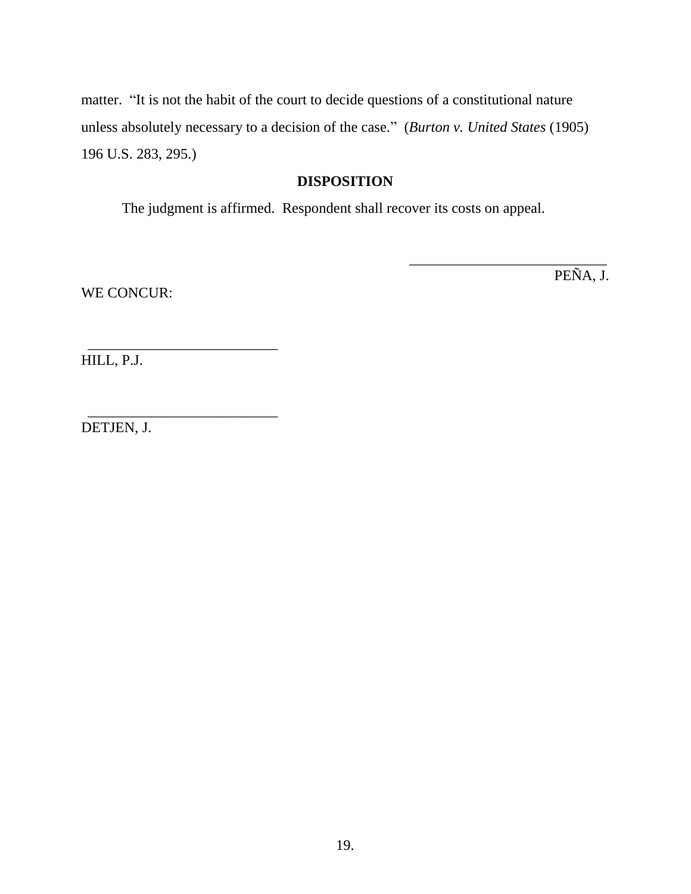matter. "It is not the habit of the court to decide questions of a constitutional nature unless absolutely necessary to a decision of the case." (*Burton v. United States* (1905) 196 U.S. 283, 295.)

**DISPOSITION**

The judgment is affirmed. Respondent shall recover its costs on appeal.

\_\_\_\_\_\_\_\_\_\_\_\_\_\_\_\_\_\_\_\_\_\_\_\_\_\_\_\_
PEÑA, J.

WE CONCUR:

\_\_\_\_\_\_\_\_\_\_\_\_\_\_\_\_\_\_\_\_\_\_\_\_\_\_\_\_
HILL, P.J.

\_\_\_\_\_\_\_\_\_\_\_\_\_\_\_\_\_\_\_\_\_\_\_\_\_\_\_\_
DETJEN, J.